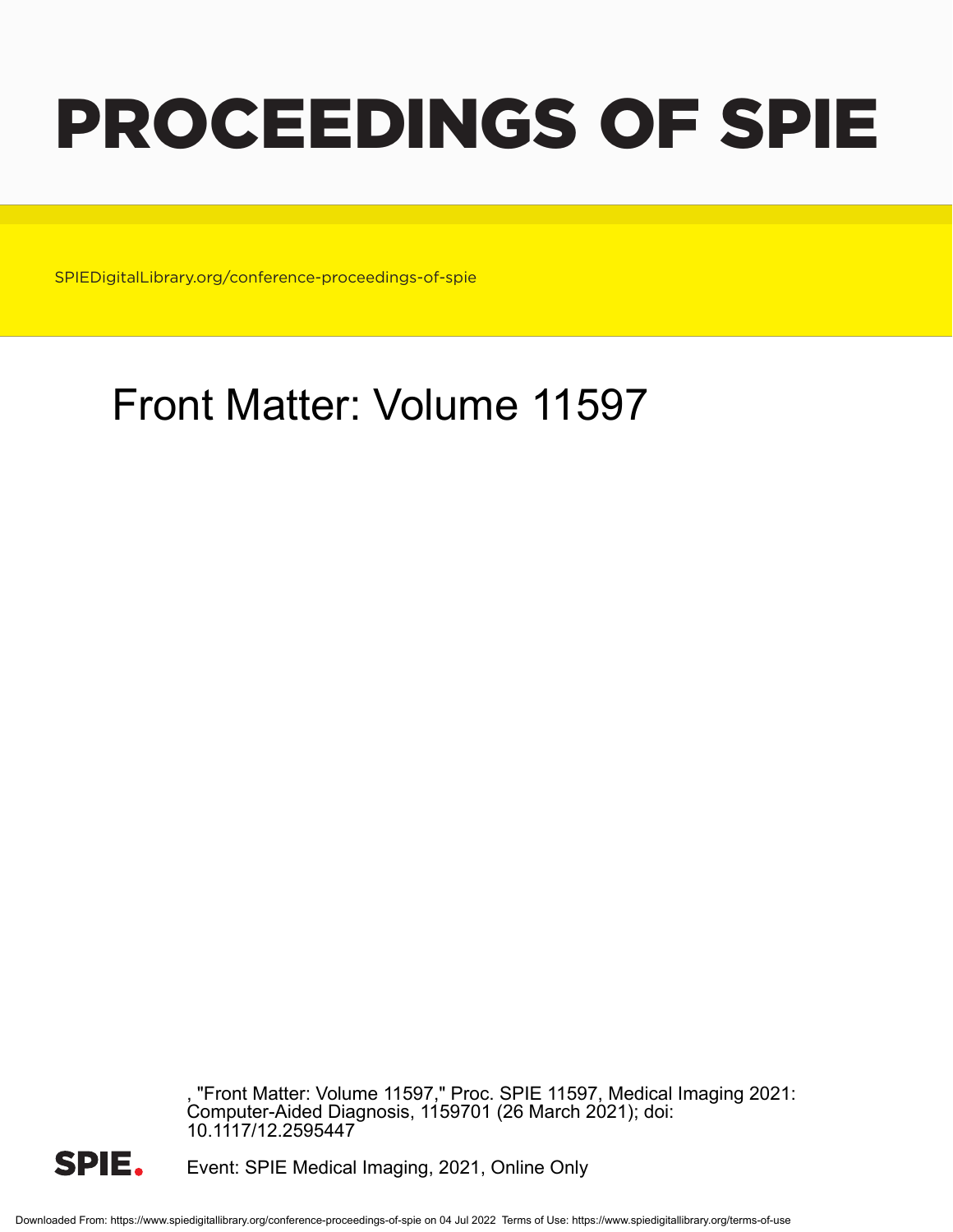# PROCEEDINGS OF SPIE

SPIEDigitalLibrary.org/conference-proceedings-of-spie

## Front Matter: Volume 11597

, "Front Matter: Volume 11597," Proc. SPIE 11597, Medical Imaging 2021: Computer-Aided Diagnosis, 1159701 (26 March 2021); doi: 10.1117/12.2595447

SPIE.

Event: SPIE Medical Imaging, 2021, Online Only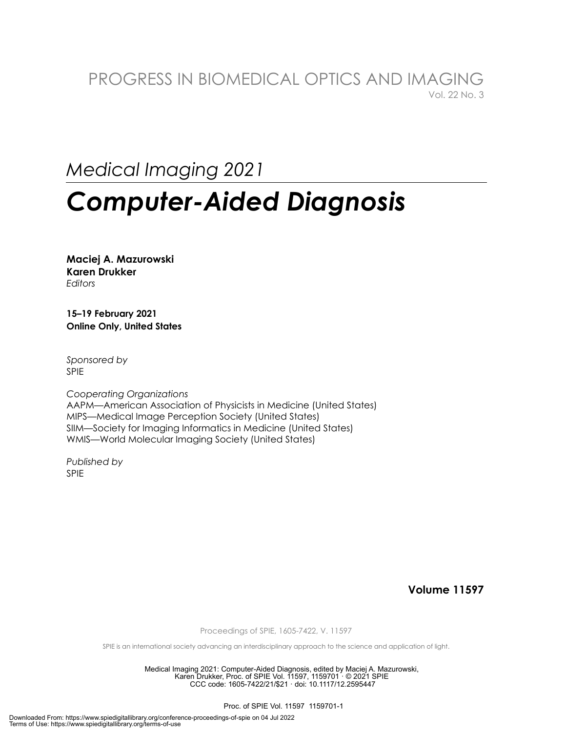PROGRESS IN BIOMEDICAL OPTICS AND IMAGING
Vol. 22 No. 3

*Medical Imaging 2021*

# *Computer-Aided Diagnosis*

**Maciej A. Mazurowski**
**Karen Drukker**
*Editors*

**15–19 February 2021**
**Online Only, United States**

*Sponsored by*
SPIE

*Cooperating Organizations*
AAPM—American Association of Physicists in Medicine (United States)
MIPS—Medical Image Perception Society (United States)
SIIM—Society for Imaging Informatics in Medicine (United States)
WMIS—World Molecular Imaging Society (United States)

*Published by*
SPIE

**Volume 11597**

Proceedings of SPIE, 1605-7422, V. 11597

SPIE is an international society advancing an interdisciplinary approach to the science and application of light.

Medical Imaging 2021: Computer-Aided Diagnosis, edited by Maciej A. Mazurowski, Karen Drukker, Proc. of SPIE Vol. 11597, 1159701 · © 2021 SPIE
CCC code: 1605-7422/21/$21 · doi: 10.1117/12.2595447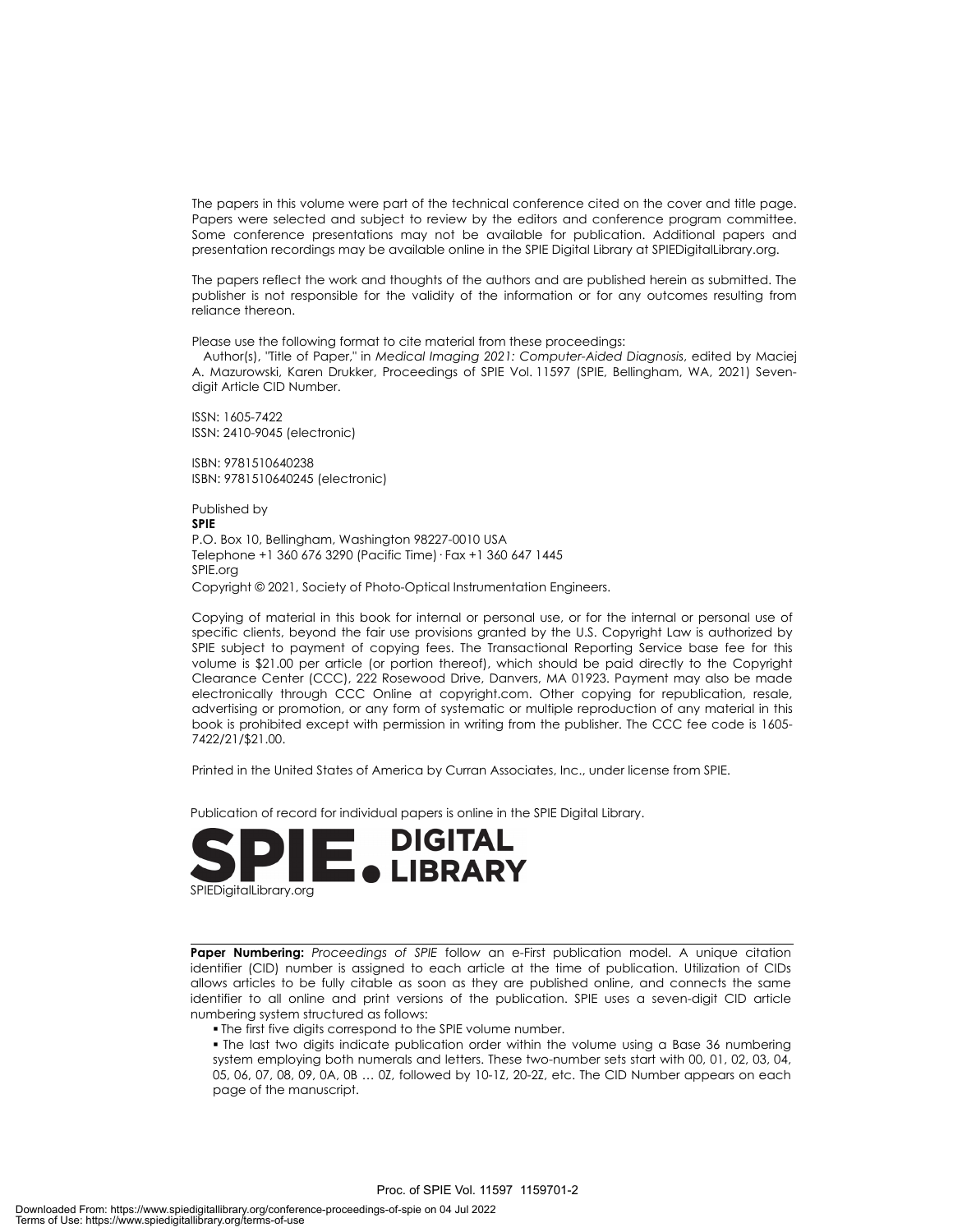The papers in this volume were part of the technical conference cited on the cover and title page. Papers were selected and subject to review by the editors and conference program committee. Some conference presentations may not be available for publication. Additional papers and presentation recordings may be available online in the SPIE Digital Library at SPIEDigitalLibrary.org.

The papers reflect the work and thoughts of the authors and are published herein as submitted. The publisher is not responsible for the validity of the information or for any outcomes resulting from reliance thereon.

Please use the following format to cite material from these proceedings:
Author(s), "Title of Paper," in *Medical Imaging 2021: Computer-Aided Diagnosis*, edited by Maciej A. Mazurowski, Karen Drukker, Proceedings of SPIE Vol. 11597 (SPIE, Bellingham, WA, 2021) Seven-digit Article CID Number.

ISSN: 1605-7422
ISSN: 2410-9045 (electronic)

ISBN: 9781510640238
ISBN: 9781510640245 (electronic)

Published by
**SPIE**
P.O. Box 10, Bellingham, Washington 98227-0010 USA
Telephone +1 360 676 3290 (Pacific Time) · Fax +1 360 647 1445
SPIE.org
Copyright © 2021, Society of Photo-Optical Instrumentation Engineers.

Copying of material in this book for internal or personal use, or for the internal or personal use of specific clients, beyond the fair use provisions granted by the U.S. Copyright Law is authorized by SPIE subject to payment of copying fees. The Transactional Reporting Service base fee for this volume is $21.00 per article (or portion thereof), which should be paid directly to the Copyright Clearance Center (CCC), 222 Rosewood Drive, Danvers, MA 01923. Payment may also be made electronically through CCC Online at copyright.com. Other copying for republication, resale, advertising or promotion, or any form of systematic or multiple reproduction of any material in this book is prohibited except with permission in writing from the publisher. The CCC fee code is 1605-7422/21/$21.00.

Printed in the United States of America by Curran Associates, Inc., under license from SPIE.

Publication of record for individual papers is online in the SPIE Digital Library.

SPIE. DIGITAL LIBRARY
SPIEDigitalLibrary.org

---

**Paper Numbering:** *Proceedings of SPIE* follow an e-First publication model. A unique citation identifier (CID) number is assigned to each article at the time of publication. Utilization of CIDs allows articles to be fully citable as soon as they are published online, and connects the same identifier to all online and print versions of the publication. SPIE uses a seven-digit CID article numbering system structured as follows:

- The first five digits correspond to the SPIE volume number.
- The last two digits indicate publication order within the volume using a Base 36 numbering system employing both numerals and letters. These two-number sets start with 00, 01, 02, 03, 04, 05, 06, 07, 08, 09, 0A, 0B … 0Z, followed by 10-1Z, 20-2Z, etc. The CID Number appears on each page of the manuscript.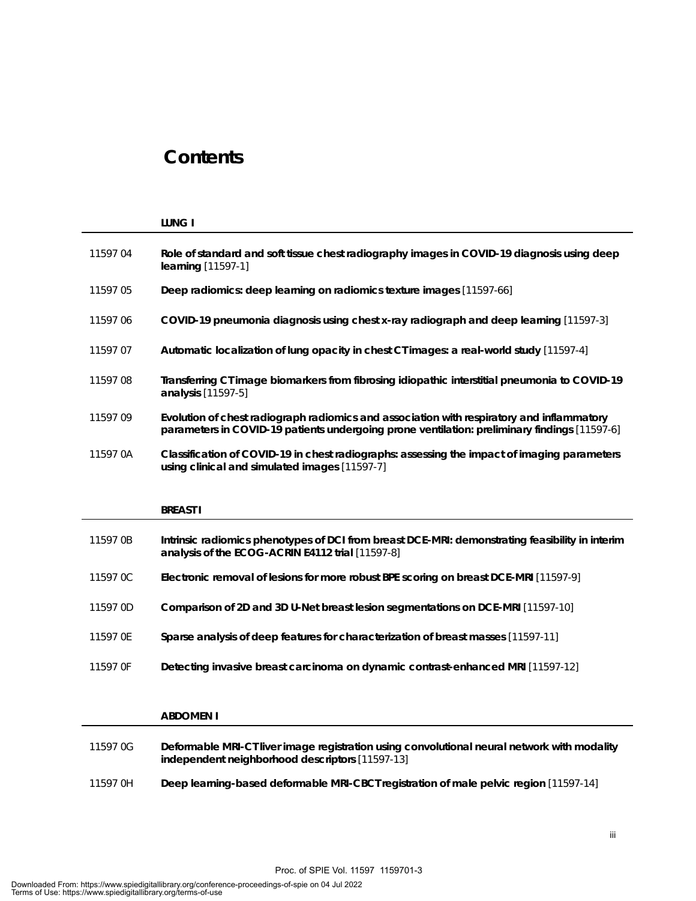# Contents

### LUNG I

| | |
|---|---|
| 11597 04 | **Role of standard and soft tissue chest radiography images in COVID-19 diagnosis using deep learning** [11597-1] |
| 11597 05 | **Deep radiomics: deep learning on radiomics texture images** [11597-66] |
| 11597 06 | **COVID-19 pneumonia diagnosis using chest x-ray radiograph and deep learning** [11597-3] |
| 11597 07 | **Automatic localization of lung opacity in chest CT images: a real-world study** [11597-4] |
| 11597 08 | **Transferring CT image biomarkers from fibrosing idiopathic interstitial pneumonia to COVID-19 analysis** [11597-5] |
| 11597 09 | **Evolution of chest radiograph radiomics and association with respiratory and inflammatory parameters in COVID-19 patients undergoing prone ventilation: preliminary findings** [11597-6] |
| 11597 0A | **Classification of COVID-19 in chest radiographs: assessing the impact of imaging parameters using clinical and simulated images** [11597-7] |

### BREAST I

| | |
|---|---|
| 11597 0B | **Intrinsic radiomics phenotypes of DCI from breast DCE-MRI: demonstrating feasibility in interim analysis of the ECOG-ACRIN E4112 trial** [11597-8] |
| 11597 0C | **Electronic removal of lesions for more robust BPE scoring on breast DCE-MRI** [11597-9] |
| 11597 0D | **Comparison of 2D and 3D U-Net breast lesion segmentations on DCE-MRI** [11597-10] |
| 11597 0E | **Sparse analysis of deep features for characterization of breast masses** [11597-11] |
| 11597 0F | **Detecting invasive breast carcinoma on dynamic contrast-enhanced MRI** [11597-12] |

### ABDOMEN I

| | |
|---|---|
| 11597 0G | **Deformable MRI-CT liver image registration using convolutional neural network with modality independent neighborhood descriptors** [11597-13] |
| 11597 0H | **Deep learning-based deformable MRI-CBCT registration of male pelvic region** [11597-14] |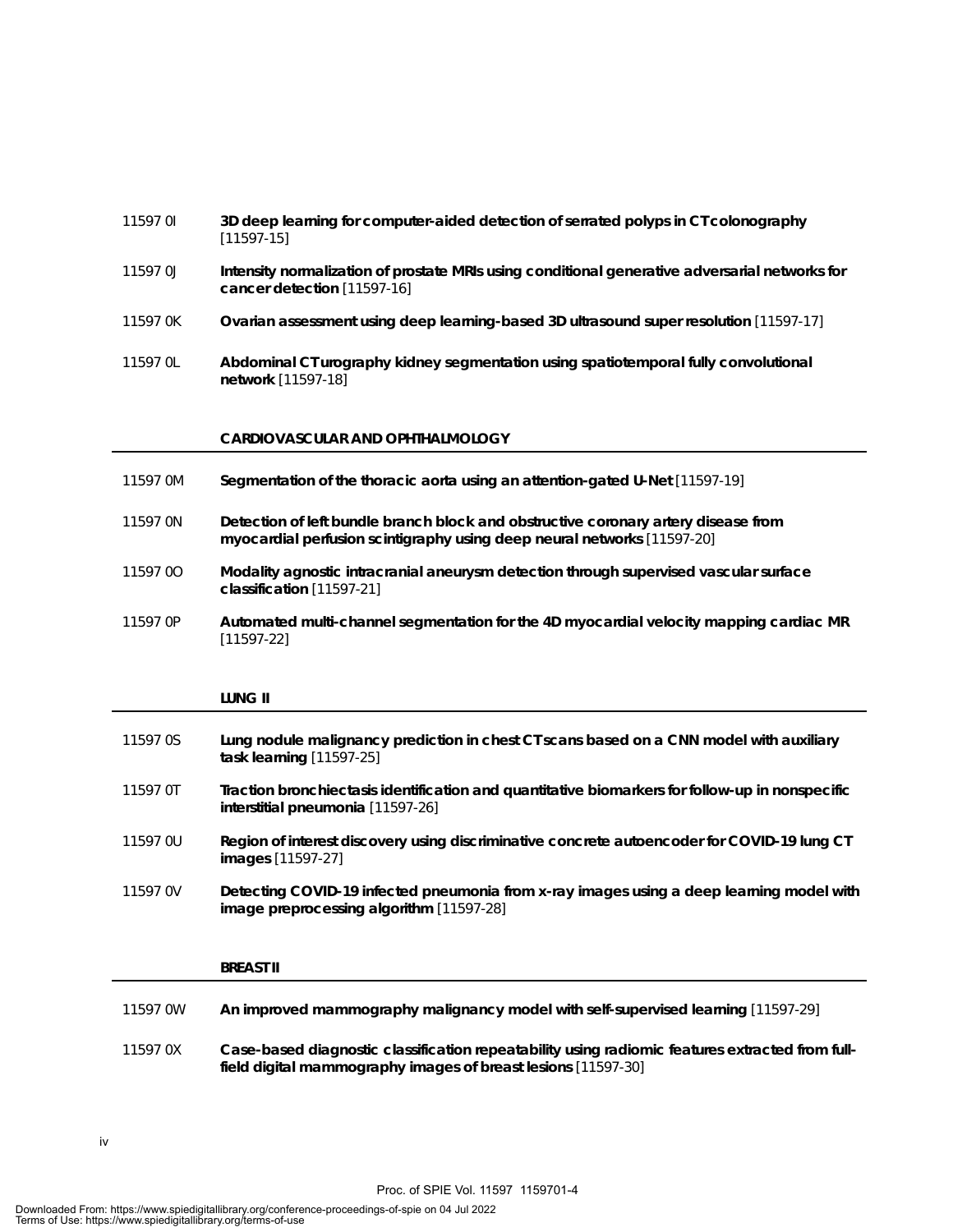11597 0I **3D deep learning for computer-aided detection of serrated polyps in CT colonography** [11597-15]

11597 0J **Intensity normalization of prostate MRIs using conditional generative adversarial networks for cancer detection** [11597-16]

11597 0K **Ovarian assessment using deep learning-based 3D ultrasound super resolution** [11597-17]

11597 0L **Abdominal CT urography kidney segmentation using spatiotemporal fully convolutional network** [11597-18]

## CARDIOVASCULAR AND OPHTHALMOLOGY

11597 0M **Segmentation of the thoracic aorta using an attention-gated U-Net** [11597-19]

11597 0N **Detection of left bundle branch block and obstructive coronary artery disease from myocardial perfusion scintigraphy using deep neural networks** [11597-20]

11597 0O **Modality agnostic intracranial aneurysm detection through supervised vascular surface classification** [11597-21]

11597 0P **Automated multi-channel segmentation for the 4D myocardial velocity mapping cardiac MR** [11597-22]

## LUNG II

11597 0S **Lung nodule malignancy prediction in chest CT scans based on a CNN model with auxiliary task learning** [11597-25]

11597 0T **Traction bronchiectasis identification and quantitative biomarkers for follow-up in nonspecific interstitial pneumonia** [11597-26]

11597 0U **Region of interest discovery using discriminative concrete autoencoder for COVID-19 lung CT images** [11597-27]

11597 0V **Detecting COVID-19 infected pneumonia from x-ray images using a deep learning model with image preprocessing algorithm** [11597-28]

## BREAST II

11597 0W **An improved mammography malignancy model with self-supervised learning** [11597-29]

11597 0X **Case-based diagnostic classification repeatability using radiomic features extracted from full-field digital mammography images of breast lesions** [11597-30]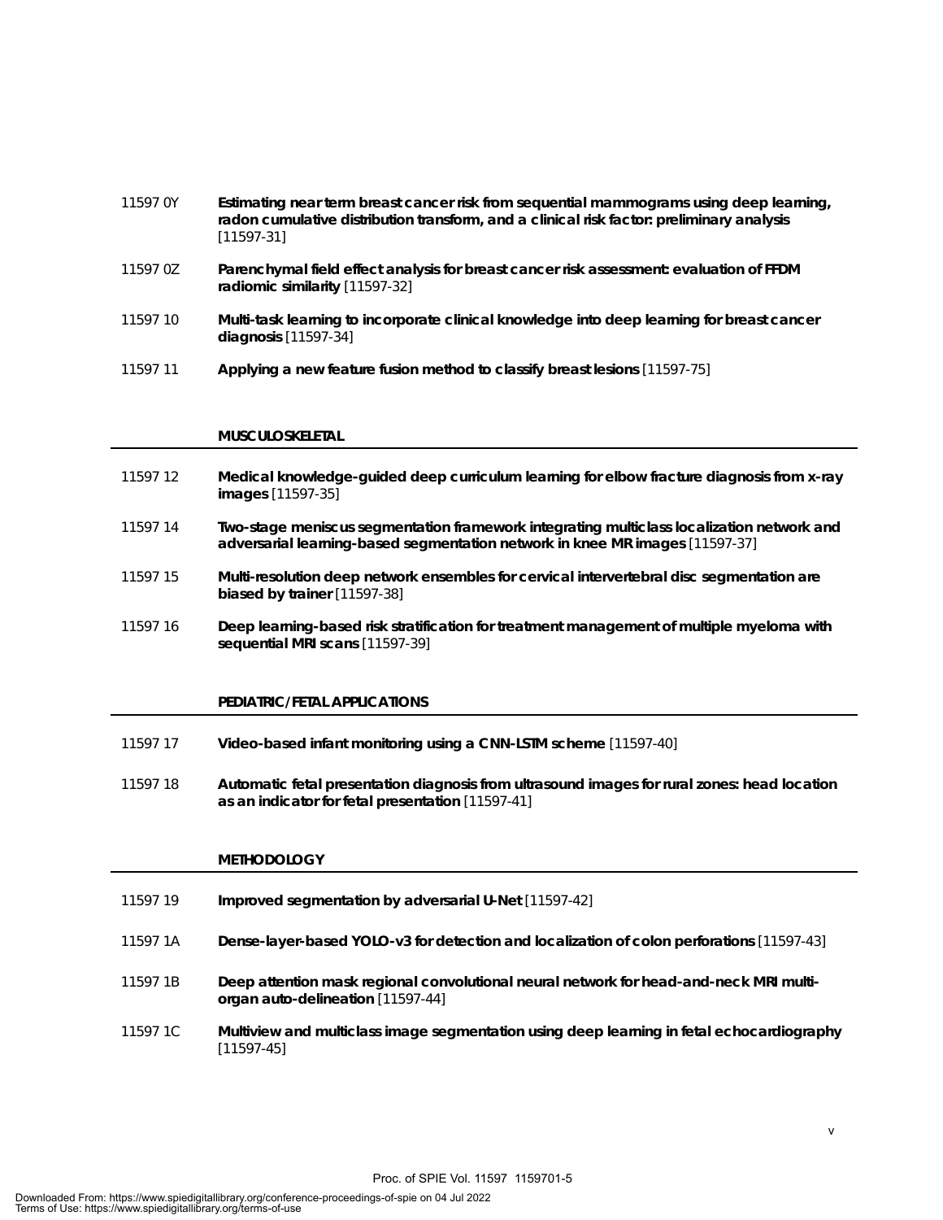11597 0Y **Estimating near term breast cancer risk from sequential mammograms using deep learning, radon cumulative distribution transform, and a clinical risk factor: preliminary analysis** [11597-31]

11597 0Z **Parenchymal field effect analysis for breast cancer risk assessment: evaluation of FFDM radiomic similarity** [11597-32]

11597 10 **Multi-task learning to incorporate clinical knowledge into deep learning for breast cancer diagnosis** [11597-34]

11597 11 **Applying a new feature fusion method to classify breast lesions** [11597-75]

## MUSCULOSKELETAL

11597 12 **Medical knowledge-guided deep curriculum learning for elbow fracture diagnosis from x-ray images** [11597-35]

11597 14 **Two-stage meniscus segmentation framework integrating multiclass localization network and adversarial learning-based segmentation network in knee MR images** [11597-37]

11597 15 **Multi-resolution deep network ensembles for cervical intervertebral disc segmentation are biased by trainer** [11597-38]

11597 16 **Deep learning-based risk stratification for treatment management of multiple myeloma with sequential MRI scans** [11597-39]

## PEDIATRIC/FETAL APPLICATIONS

11597 17 **Video-based infant monitoring using a CNN-LSTM scheme** [11597-40]

11597 18 **Automatic fetal presentation diagnosis from ultrasound images for rural zones: head location as an indicator for fetal presentation** [11597-41]

## METHODOLOGY

11597 19 **Improved segmentation by adversarial U-Net** [11597-42]

11597 1A **Dense-layer-based YOLO-v3 for detection and localization of colon perforations** [11597-43]

11597 1B **Deep attention mask regional convolutional neural network for head-and-neck MRI multi-organ auto-delineation** [11597-44]

11597 1C **Multiview and multiclass image segmentation using deep learning in fetal echocardiography** [11597-45]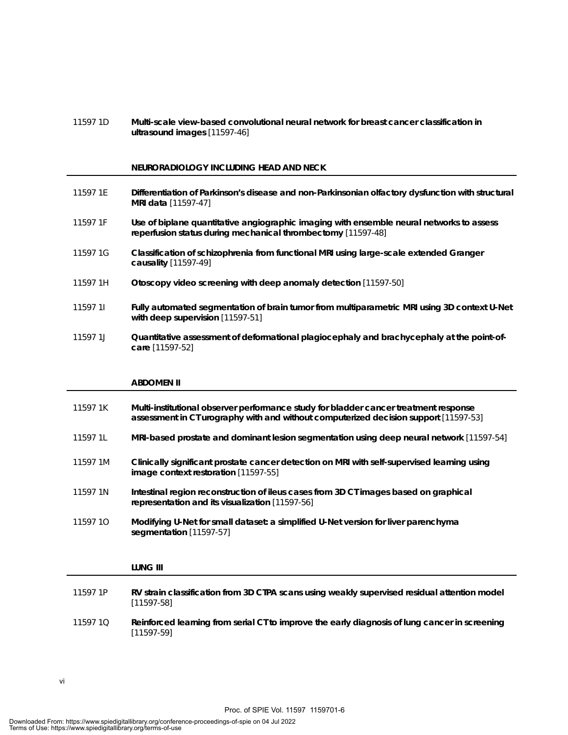11597 1D **Multi-scale view-based convolutional neural network for breast cancer classification in ultrasound images** [11597-46]

## NEURORADIOLOGY INCLUDING HEAD AND NECK

11597 1E **Differentiation of Parkinson's disease and non-Parkinsonian olfactory dysfunction with structural MRI data** [11597-47]

11597 1F **Use of biplane quantitative angiographic imaging with ensemble neural networks to assess reperfusion status during mechanical thrombectomy** [11597-48]

11597 1G **Classification of schizophrenia from functional MRI using large-scale extended Granger causality** [11597-49]

11597 1H **Otoscopy video screening with deep anomaly detection** [11597-50]

11597 1I **Fully automated segmentation of brain tumor from multiparametric MRI using 3D context U-Net with deep supervision** [11597-51]

11597 1J **Quantitative assessment of deformational plagiocephaly and brachycephaly at the point-of-care** [11597-52]

## ABDOMEN II

11597 1K **Multi-institutional observer performance study for bladder cancer treatment response assessment in CT urography with and without computerized decision support** [11597-53]

11597 1L **MRI-based prostate and dominant lesion segmentation using deep neural network** [11597-54]

11597 1M **Clinically significant prostate cancer detection on MRI with self-supervised learning using image context restoration** [11597-55]

11597 1N **Intestinal region reconstruction of ileus cases from 3D CT images based on graphical representation and its visualization** [11597-56]

11597 1O **Modifying U-Net for small dataset: a simplified U-Net version for liver parenchyma segmentation** [11597-57]

## LUNG III

11597 1P **RV strain classification from 3D CTPA scans using weakly supervised residual attention model** [11597-58]

11597 1Q **Reinforced learning from serial CT to improve the early diagnosis of lung cancer in screening** [11597-59]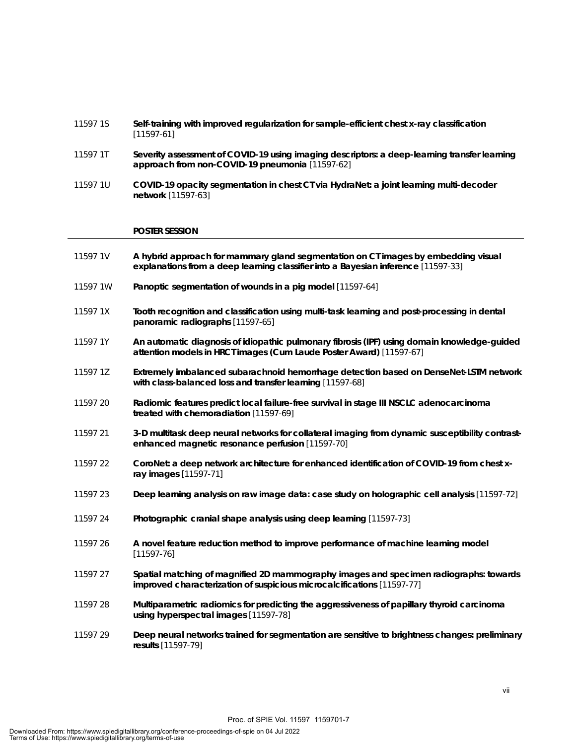11597 1S **Self-training with improved regularization for sample-efficient chest x-ray classification** [11597-61]

11597 1T **Severity assessment of COVID-19 using imaging descriptors: a deep-learning transfer learning approach from non-COVID-19 pneumonia** [11597-62]

11597 1U **COVID-19 opacity segmentation in chest CT via HydraNet: a joint learning multi-decoder network** [11597-63]

**POSTER SESSION**

11597 1V **A hybrid approach for mammary gland segmentation on CT images by embedding visual explanations from a deep learning classifier into a Bayesian inference** [11597-33]

11597 1W **Panoptic segmentation of wounds in a pig model** [11597-64]

11597 1X **Tooth recognition and classification using multi-task learning and post-processing in dental panoramic radiographs** [11597-65]

11597 1Y **An automatic diagnosis of idiopathic pulmonary fibrosis (IPF) using domain knowledge-guided attention models in HRCT images (Cum Laude Poster Award)** [11597-67]

11597 1Z **Extremely imbalanced subarachnoid hemorrhage detection based on DenseNet-LSTM network with class-balanced loss and transfer learning** [11597-68]

11597 20 **Radiomic features predict local failure-free survival in stage III NSCLC adenocarcinoma treated with chemoradiation** [11597-69]

11597 21 **3-D multitask deep neural networks for collateral imaging from dynamic susceptibility contrast-enhanced magnetic resonance perfusion** [11597-70]

11597 22 **CoroNet: a deep network architecture for enhanced identification of COVID-19 from chest x-ray images** [11597-71]

11597 23 **Deep learning analysis on raw image data: case study on holographic cell analysis** [11597-72]

11597 24 **Photographic cranial shape analysis using deep learning** [11597-73]

11597 26 **A novel feature reduction method to improve performance of machine learning model** [11597-76]

11597 27 **Spatial matching of magnified 2D mammography images and specimen radiographs: towards improved characterization of suspicious microcalcifications** [11597-77]

11597 28 **Multiparametric radiomics for predicting the aggressiveness of papillary thyroid carcinoma using hyperspectral images** [11597-78]

11597 29 **Deep neural networks trained for segmentation are sensitive to brightness changes: preliminary results** [11597-79]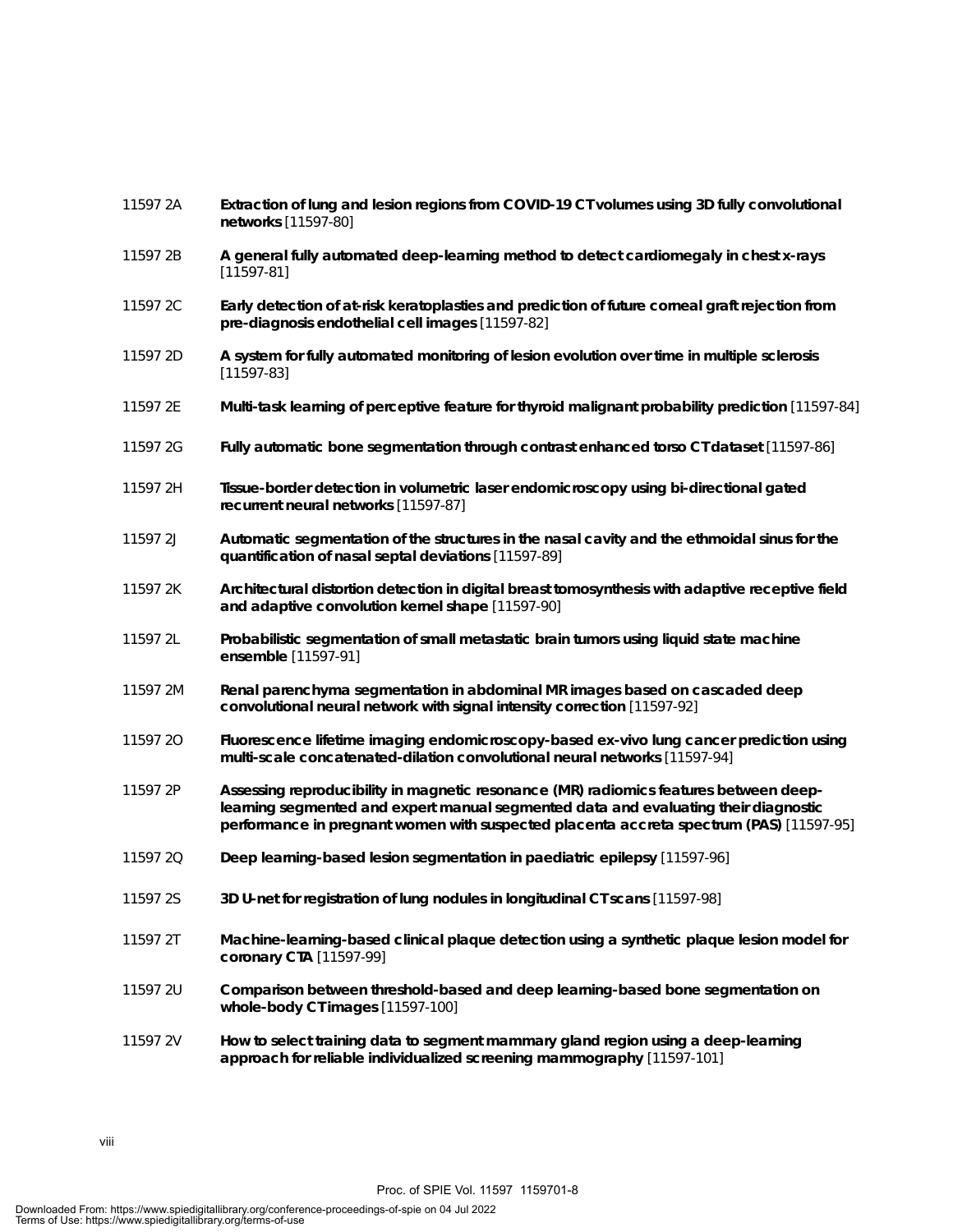11597 2A **Extraction of lung and lesion regions from COVID-19 CT volumes using 3D fully convolutional networks** [11597-80]

11597 2B **A general fully automated deep-learning method to detect cardiomegaly in chest x-rays** [11597-81]

11597 2C **Early detection of at-risk keratoplasties and prediction of future corneal graft rejection from pre-diagnosis endothelial cell images** [11597-82]

11597 2D **A system for fully automated monitoring of lesion evolution over time in multiple sclerosis** [11597-83]

11597 2E **Multi-task learning of perceptive feature for thyroid malignant probability prediction** [11597-84]

11597 2G **Fully automatic bone segmentation through contrast enhanced torso CT dataset** [11597-86]

11597 2H **Tissue-border detection in volumetric laser endomicroscopy using bi-directional gated recurrent neural networks** [11597-87]

11597 2J **Automatic segmentation of the structures in the nasal cavity and the ethmoidal sinus for the quantification of nasal septal deviations** [11597-89]

11597 2K **Architectural distortion detection in digital breast tomosynthesis with adaptive receptive field and adaptive convolution kernel shape** [11597-90]

11597 2L **Probabilistic segmentation of small metastatic brain tumors using liquid state machine ensemble** [11597-91]

11597 2M **Renal parenchyma segmentation in abdominal MR images based on cascaded deep convolutional neural network with signal intensity correction** [11597-92]

11597 2O **Fluorescence lifetime imaging endomicroscopy-based ex-vivo lung cancer prediction using multi-scale concatenated-dilation convolutional neural networks** [11597-94]

11597 2P **Assessing reproducibility in magnetic resonance (MR) radiomics features between deep-learning segmented and expert manual segmented data and evaluating their diagnostic performance in pregnant women with suspected placenta accreta spectrum (PAS)** [11597-95]

11597 2Q **Deep learning-based lesion segmentation in paediatric epilepsy** [11597-96]

11597 2S **3D U-net for registration of lung nodules in longitudinal CT scans** [11597-98]

11597 2T **Machine-learning-based clinical plaque detection using a synthetic plaque lesion model for coronary CTA** [11597-99]

11597 2U **Comparison between threshold-based and deep learning-based bone segmentation on whole-body CT images** [11597-100]

11597 2V **How to select training data to segment mammary gland region using a deep-learning approach for reliable individualized screening mammography** [11597-101]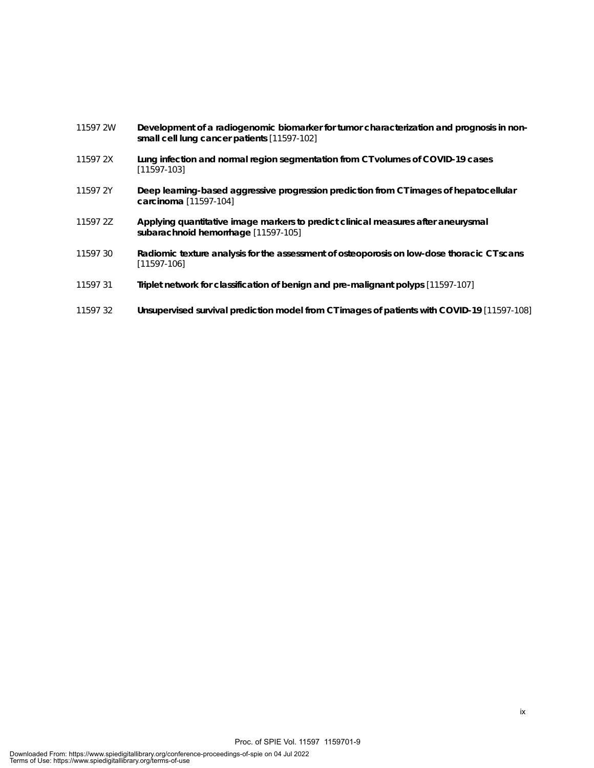11597 2W **Development of a radiogenomic biomarker for tumor characterization and prognosis in non-small cell lung cancer patients** [11597-102]

11597 2X **Lung infection and normal region segmentation from CT volumes of COVID-19 cases** [11597-103]

11597 2Y **Deep learning-based aggressive progression prediction from CT images of hepatocellular carcinoma** [11597-104]

11597 2Z **Applying quantitative image markers to predict clinical measures after aneurysmal subarachnoid hemorrhage** [11597-105]

11597 30 **Radiomic texture analysis for the assessment of osteoporosis on low-dose thoracic CT scans** [11597-106]

11597 31 **Triplet network for classification of benign and pre-malignant polyps** [11597-107]

11597 32 **Unsupervised survival prediction model from CT images of patients with COVID-19** [11597-108]